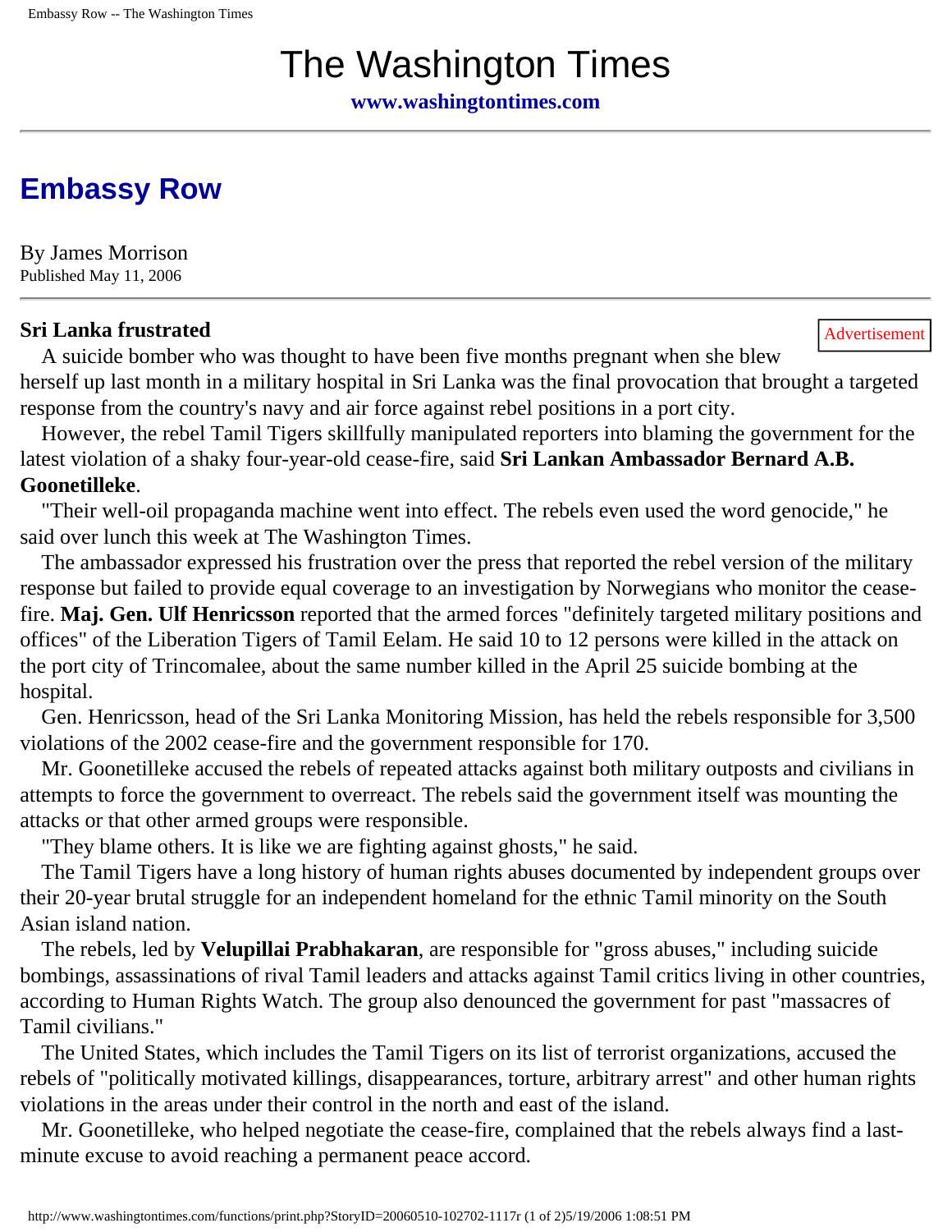# The Washington Times

**www.washingtontimes.com**

---

## Embassy Row

By James Morrison
Published May 11, 2006

---

**Sri Lanka frustrated**

A suicide bomber who was thought to have been five months pregnant when she blew herself up last month in a military hospital in Sri Lanka was the final provocation that brought a targeted response from the country's navy and air force against rebel positions in a port city.

However, the rebel Tamil Tigers skillfully manipulated reporters into blaming the government for the latest violation of a shaky four-year-old cease-fire, said **Sri Lankan Ambassador Bernard A.B. Goonetilleke**.

"Their well-oil propaganda machine went into effect. The rebels even used the word genocide," he said over lunch this week at The Washington Times.

The ambassador expressed his frustration over the press that reported the rebel version of the military response but failed to provide equal coverage to an investigation by Norwegians who monitor the cease-fire. **Maj. Gen. Ulf Henricsson** reported that the armed forces "definitely targeted military positions and offices" of the Liberation Tigers of Tamil Eelam. He said 10 to 12 persons were killed in the attack on the port city of Trincomalee, about the same number killed in the April 25 suicide bombing at the hospital.

Gen. Henricsson, head of the Sri Lanka Monitoring Mission, has held the rebels responsible for 3,500 violations of the 2002 cease-fire and the government responsible for 170.

Mr. Goonetilleke accused the rebels of repeated attacks against both military outposts and civilians in attempts to force the government to overreact. The rebels said the government itself was mounting the attacks or that other armed groups were responsible.

"They blame others. It is like we are fighting against ghosts," he said.

The Tamil Tigers have a long history of human rights abuses documented by independent groups over their 20-year brutal struggle for an independent homeland for the ethnic Tamil minority on the South Asian island nation.

The rebels, led by **Velupillai Prabhakaran**, are responsible for "gross abuses," including suicide bombings, assassinations of rival Tamil leaders and attacks against Tamil critics living in other countries, according to Human Rights Watch. The group also denounced the government for past "massacres of Tamil civilians."

The United States, which includes the Tamil Tigers on its list of terrorist organizations, accused the rebels of "politically motivated killings, disappearances, torture, arbitrary arrest" and other human rights violations in the areas under their control in the north and east of the island.

Mr. Goonetilleke, who helped negotiate the cease-fire, complained that the rebels always find a last-minute excuse to avoid reaching a permanent peace accord.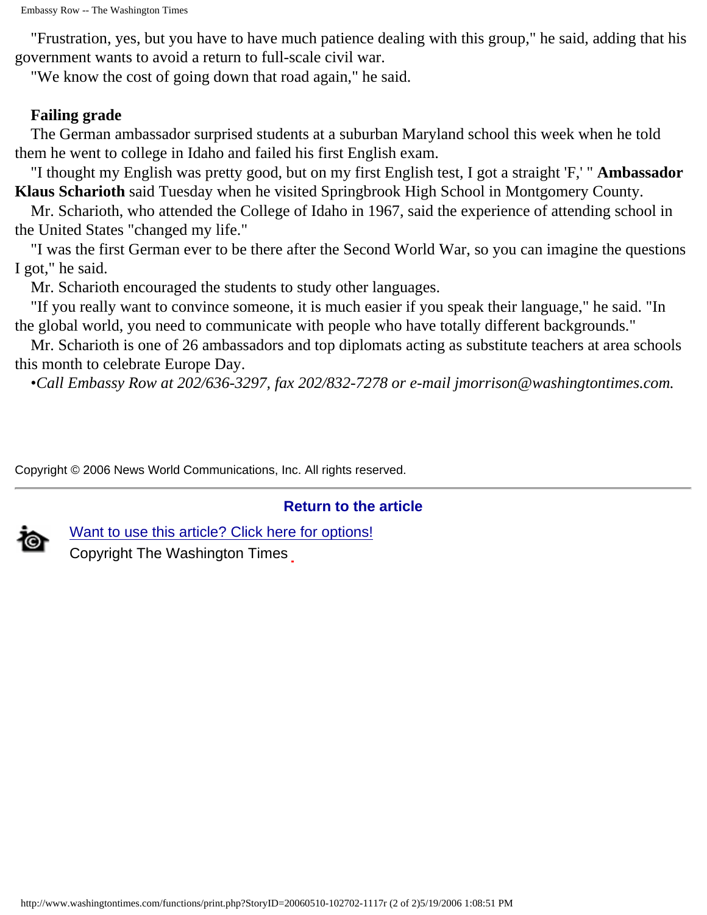"Frustration, yes, but you have to have much patience dealing with this group," he said, adding that his government wants to avoid a return to full-scale civil war.

"We know the cost of going down that road again," he said.

**Failing grade**

The German ambassador surprised students at a suburban Maryland school this week when he told them he went to college in Idaho and failed his first English exam.

"I thought my English was pretty good, but on my first English test, I got a straight 'F,' " **Ambassador Klaus Scharioth** said Tuesday when he visited Springbrook High School in Montgomery County.

Mr. Scharioth, who attended the College of Idaho in 1967, said the experience of attending school in the United States "changed my life."

"I was the first German ever to be there after the Second World War, so you can imagine the questions I got," he said.

Mr. Scharioth encouraged the students to study other languages.

"If you really want to convince someone, it is much easier if you speak their language," he said. "In the global world, you need to communicate with people who have totally different backgrounds."

Mr. Scharioth is one of 26 ambassadors and top diplomats acting as substitute teachers at area schools this month to celebrate Europe Day.

•*Call Embassy Row at 202/636-3297, fax 202/832-7278 or e-mail jmorrison@washingtontimes.com.*

Copyright © 2006 News World Communications, Inc. All rights reserved.

---

**Return to the article**

Want to use this article? Click here for options!

Copyright The Washington Times